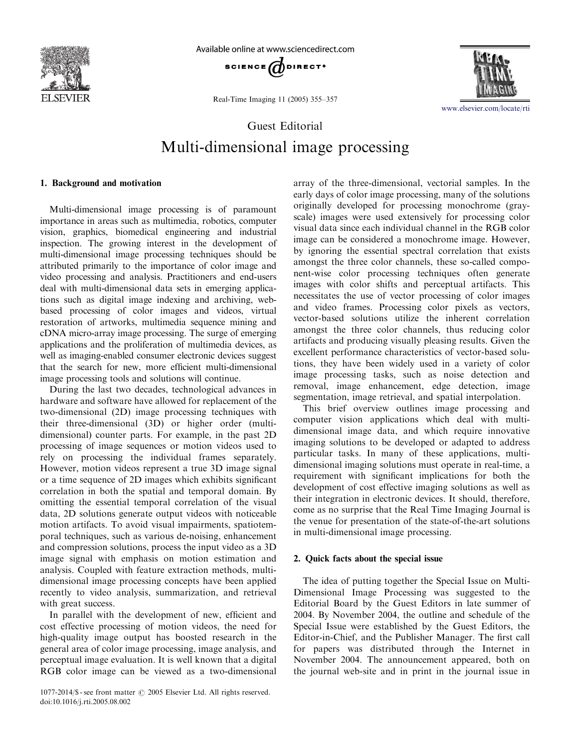Guest Editorial

# Multi-dimensional image processing

## 1. Background and motivation

Multi-dimensional image processing is of paramount importance in areas such as multimedia, robotics, computer vision, graphics, biomedical engineering and industrial inspection. The growing interest in the development of multi-dimensional image processing techniques should be attributed primarily to the importance of color image and video processing and analysis. Practitioners and end-users deal with multi-dimensional data sets in emerging applications such as digital image indexing and archiving, web-based processing of color images and videos, virtual restoration of artworks, multimedia sequence mining and cDNA micro-array image processing. The surge of emerging applications and the proliferation of multimedia devices, as well as imaging-enabled consumer electronic devices suggest that the search for new, more efficient multi-dimensional image processing tools and solutions will continue.

During the last two decades, technological advances in hardware and software have allowed for replacement of the two-dimensional (2D) image processing techniques with their three-dimensional (3D) or higher order (multi-dimensional) counter parts. For example, in the past 2D processing of image sequences or motion videos used to rely on processing the individual frames separately. However, motion videos represent a true 3D image signal or a time sequence of 2D images which exhibits significant correlation in both the spatial and temporal domain. By omitting the essential temporal correlation of the visual data, 2D solutions generate output videos with noticeable motion artifacts. To avoid visual impairments, spatiotemporal techniques, such as various de-noising, enhancement and compression solutions, process the input video as a 3D image signal with emphasis on motion estimation and analysis. Coupled with feature extraction methods, multi-dimensional image processing concepts have been applied recently to video analysis, summarization, and retrieval with great success.

In parallel with the development of new, efficient and cost effective processing of motion videos, the need for high-quality image output has boosted research in the general area of color image processing, image analysis, and perceptual image evaluation. It is well known that a digital RGB color image can be viewed as a two-dimensional array of the three-dimensional, vectorial samples. In the early days of color image processing, many of the solutions originally developed for processing monochrome (gray-scale) images were used extensively for processing color visual data since each individual channel in the RGB color image can be considered a monochrome image. However, by ignoring the essential spectral correlation that exists amongst the three color channels, these so-called component-wise color processing techniques often generate images with color shifts and perceptual artifacts. This necessitates the use of vector processing of color images and video frames. Processing color pixels as vectors, vector-based solutions utilize the inherent correlation amongst the three color channels, thus reducing color artifacts and producing visually pleasing results. Given the excellent performance characteristics of vector-based solutions, they have been widely used in a variety of color image processing tasks, such as noise detection and removal, image enhancement, edge detection, image segmentation, image retrieval, and spatial interpolation.

This brief overview outlines image processing and computer vision applications which deal with multi-dimensional image data, and which require innovative imaging solutions to be developed or adapted to address particular tasks. In many of these applications, multi-dimensional imaging solutions must operate in real-time, a requirement with significant implications for both the development of cost effective imaging solutions as well as their integration in electronic devices. It should, therefore, come as no surprise that the Real Time Imaging Journal is the venue for presentation of the state-of-the-art solutions in multi-dimensional image processing.

## 2. Quick facts about the special issue

The idea of putting together the Special Issue on Multi-Dimensional Image Processing was suggested to the Editorial Board by the Guest Editors in late summer of 2004. By November 2004, the outline and schedule of the Special Issue were established by the Guest Editors, the Editor-in-Chief, and the Publisher Manager. The first call for papers was distributed through the Internet in November 2004. The announcement appeared, both on the journal web-site and in print in the journal issue in

1077-2014/$ - see front matter © 2005 Elsevier Ltd. All rights reserved.
doi:10.1016/j.rti.2005.08.002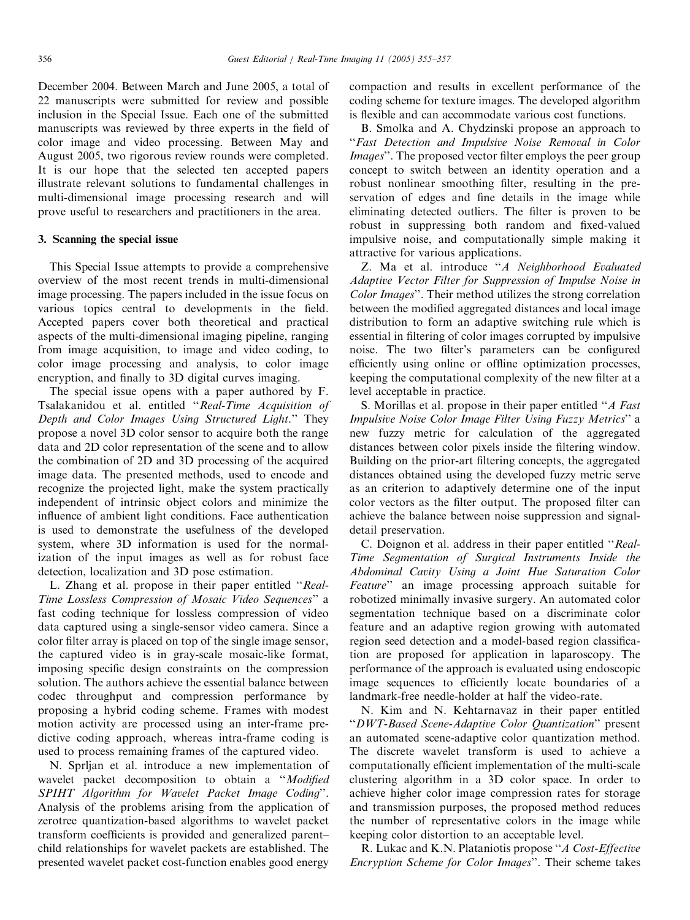December 2004. Between March and June 2005, a total of 22 manuscripts were submitted for review and possible inclusion in the Special Issue. Each one of the submitted manuscripts was reviewed by three experts in the field of color image and video processing. Between May and August 2005, two rigorous review rounds were completed. It is our hope that the selected ten accepted papers illustrate relevant solutions to fundamental challenges in multi-dimensional image processing research and will prove useful to researchers and practitioners in the area.

## 3. Scanning the special issue

This Special Issue attempts to provide a comprehensive overview of the most recent trends in multi-dimensional image processing. The papers included in the issue focus on various topics central to developments in the field. Accepted papers cover both theoretical and practical aspects of the multi-dimensional imaging pipeline, ranging from image acquisition, to image and video coding, to color image processing and analysis, to color image encryption, and finally to 3D digital curves imaging.

The special issue opens with a paper authored by F. Tsalakanidou et al. entitled "*Real-Time Acquisition of Depth and Color Images Using Structured Light*." They propose a novel 3D color sensor to acquire both the range data and 2D color representation of the scene and to allow the combination of 2D and 3D processing of the acquired image data. The presented methods, used to encode and recognize the projected light, make the system practically independent of intrinsic object colors and minimize the influence of ambient light conditions. Face authentication is used to demonstrate the usefulness of the developed system, where 3D information is used for the normalization of the input images as well as for robust face detection, localization and 3D pose estimation.

L. Zhang et al. propose in their paper entitled "*Real-Time Lossless Compression of Mosaic Video Sequences*" a fast coding technique for lossless compression of video data captured using a single-sensor video camera. Since a color filter array is placed on top of the single image sensor, the captured video is in gray-scale mosaic-like format, imposing specific design constraints on the compression solution. The authors achieve the essential balance between codec throughput and compression performance by proposing a hybrid coding scheme. Frames with modest motion activity are processed using an inter-frame predictive coding approach, whereas intra-frame coding is used to process remaining frames of the captured video.

N. Sprljan et al. introduce a new implementation of wavelet packet decomposition to obtain a "*Modified SPIHT Algorithm for Wavelet Packet Image Coding*". Analysis of the problems arising from the application of zerotree quantization-based algorithms to wavelet packet transform coefficients is provided and generalized parent–child relationships for wavelet packets are established. The presented wavelet packet cost-function enables good energy compaction and results in excellent performance of the coding scheme for texture images. The developed algorithm is flexible and can accommodate various cost functions.

B. Smolka and A. Chydzinski propose an approach to "*Fast Detection and Impulsive Noise Removal in Color Images*". The proposed vector filter employs the peer group concept to switch between an identity operation and a robust nonlinear smoothing filter, resulting in the preservation of edges and fine details in the image while eliminating detected outliers. The filter is proven to be robust in suppressing both random and fixed-valued impulsive noise, and computationally simple making it attractive for various applications.

Z. Ma et al. introduce "*A Neighborhood Evaluated Adaptive Vector Filter for Suppression of Impulse Noise in Color Images*". Their method utilizes the strong correlation between the modified aggregated distances and local image distribution to form an adaptive switching rule which is essential in filtering of color images corrupted by impulsive noise. The two filter's parameters can be configured efficiently using online or offline optimization processes, keeping the computational complexity of the new filter at a level acceptable in practice.

S. Morillas et al. propose in their paper entitled "*A Fast Impulsive Noise Color Image Filter Using Fuzzy Metrics*" a new fuzzy metric for calculation of the aggregated distances between color pixels inside the filtering window. Building on the prior-art filtering concepts, the aggregated distances obtained using the developed fuzzy metric serve as an criterion to adaptively determine one of the input color vectors as the filter output. The proposed filter can achieve the balance between noise suppression and signal-detail preservation.

C. Doignon et al. address in their paper entitled "*Real-Time Segmentation of Surgical Instruments Inside the Abdominal Cavity Using a Joint Hue Saturation Color Feature*" an image processing approach suitable for robotized minimally invasive surgery. An automated color segmentation technique based on a discriminate color feature and an adaptive region growing with automated region seed detection and a model-based region classification are proposed for application in laparoscopy. The performance of the approach is evaluated using endoscopic image sequences to efficiently locate boundaries of a landmark-free needle-holder at half the video-rate.

N. Kim and N. Kehtarnavaz in their paper entitled "*DWT-Based Scene-Adaptive Color Quantization*" present an automated scene-adaptive color quantization method. The discrete wavelet transform is used to achieve a computationally efficient implementation of the multi-scale clustering algorithm in a 3D color space. In order to achieve higher color image compression rates for storage and transmission purposes, the proposed method reduces the number of representative colors in the image while keeping color distortion to an acceptable level.

R. Lukac and K.N. Plataniotis propose "*A Cost-Effective Encryption Scheme for Color Images*". Their scheme takes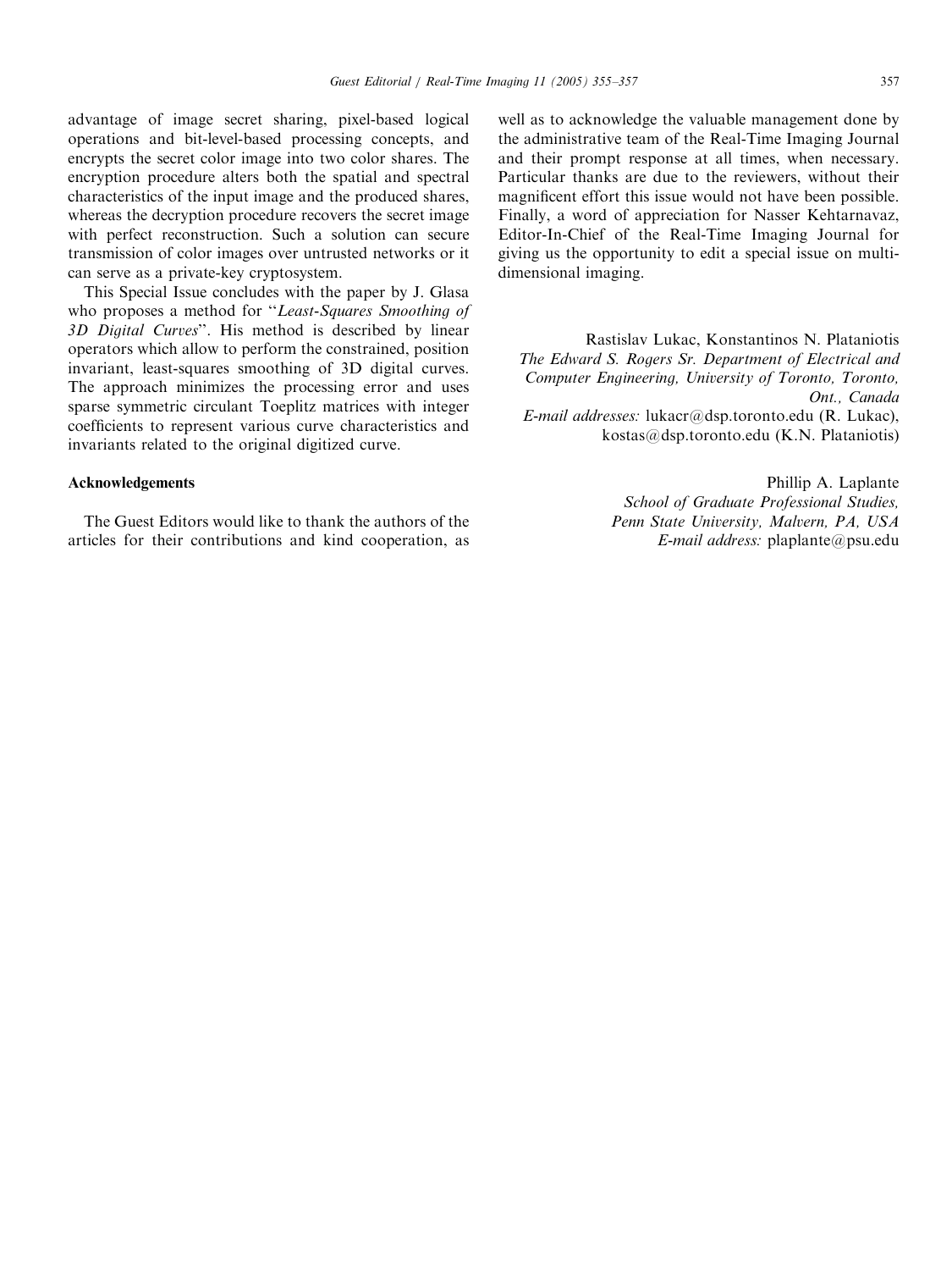advantage of image secret sharing, pixel-based logical operations and bit-level-based processing concepts, and encrypts the secret color image into two color shares. The encryption procedure alters both the spatial and spectral characteristics of the input image and the produced shares, whereas the decryption procedure recovers the secret image with perfect reconstruction. Such a solution can secure transmission of color images over untrusted networks or it can serve as a private-key cryptosystem.

This Special Issue concludes with the paper by J. Glasa who proposes a method for "*Least-Squares Smoothing of 3D Digital Curves*". His method is described by linear operators which allow to perform the constrained, position invariant, least-squares smoothing of 3D digital curves. The approach minimizes the processing error and uses sparse symmetric circulant Toeplitz matrices with integer coefficients to represent various curve characteristics and invariants related to the original digitized curve.

## Acknowledgements

The Guest Editors would like to thank the authors of the articles for their contributions and kind cooperation, as well as to acknowledge the valuable management done by the administrative team of the Real-Time Imaging Journal and their prompt response at all times, when necessary. Particular thanks are due to the reviewers, without their magnificent effort this issue would not have been possible. Finally, a word of appreciation for Nasser Kehtarnavaz, Editor-In-Chief of the Real-Time Imaging Journal for giving us the opportunity to edit a special issue on multi-dimensional imaging.

Rastislav Lukac, Konstantinos N. Plataniotis
*The Edward S. Rogers Sr. Department of Electrical and Computer Engineering, University of Toronto, Toronto, Ont., Canada*
*E-mail addresses:* lukacr@dsp.toronto.edu (R. Lukac), kostas@dsp.toronto.edu (K.N. Plataniotis)

Phillip A. Laplante
*School of Graduate Professional Studies, Penn State University, Malvern, PA, USA*
*E-mail address:* plaplante@psu.edu